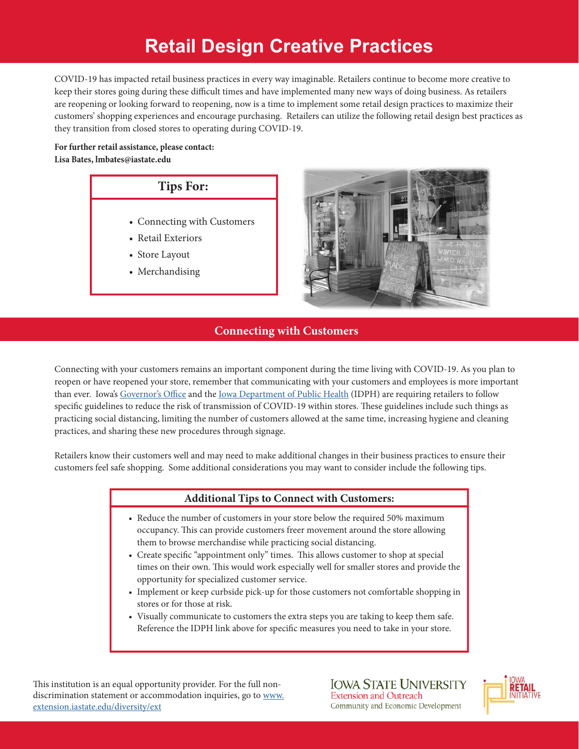# Retail Design Creative Practices

COVID-19 has impacted retail business practices in every way imaginable. Retailers continue to become more creative to keep their stores going during these difficult times and have implemented many new ways of doing business. As retailers are reopening or looking forward to reopening, now is a time to implement some retail design practices to maximize their customers' shopping experiences and encourage purchasing. Retailers can utilize the following retail design best practices as they transition from closed stores to operating during COVID-19.

**For further retail assistance, please contact:**
**Lisa Bates, lmbates@iastate.edu**

**Tips For:**

- Connecting with Customers
- Retail Exteriors
- Store Layout
- Merchandising

## Connecting with Customers

Connecting with your customers remains an important component during the time living with COVID-19. As you plan to reopen or have reopened your store, remember that communicating with your customers and employees is more important than ever. Iowa's Governor's Office and the Iowa Department of Public Health (IDPH) are requiring retailers to follow specific guidelines to reduce the risk of transmission of COVID-19 within stores. These guidelines include such things as practicing social distancing, limiting the number of customers allowed at the same time, increasing hygiene and cleaning practices, and sharing these new procedures through signage.

Retailers know their customers well and may need to make additional changes in their business practices to ensure their customers feel safe shopping. Some additional considerations you may want to consider include the following tips.

**Additional Tips to Connect with Customers:**

- Reduce the number of customers in your store below the required 50% maximum occupancy. This can provide customers freer movement around the store allowing them to browse merchandise while practicing social distancing.
- Create specific "appointment only" times. This allows customer to shop at special times on their own. This would work especially well for smaller stores and provide the opportunity for specialized customer service.
- Implement or keep curbside pick-up for those customers not comfortable shopping in stores or for those at risk.
- Visually communicate to customers the extra steps you are taking to keep them safe. Reference the IDPH link above for specific measures you need to take in your store.

This institution is an equal opportunity provider. For the full non-discrimination statement or accommodation inquiries, go to www.extension.iastate.edu/diversity/ext

Iowa State University Extension and Outreach
Community and Economic Development

Iowa Retail Initiative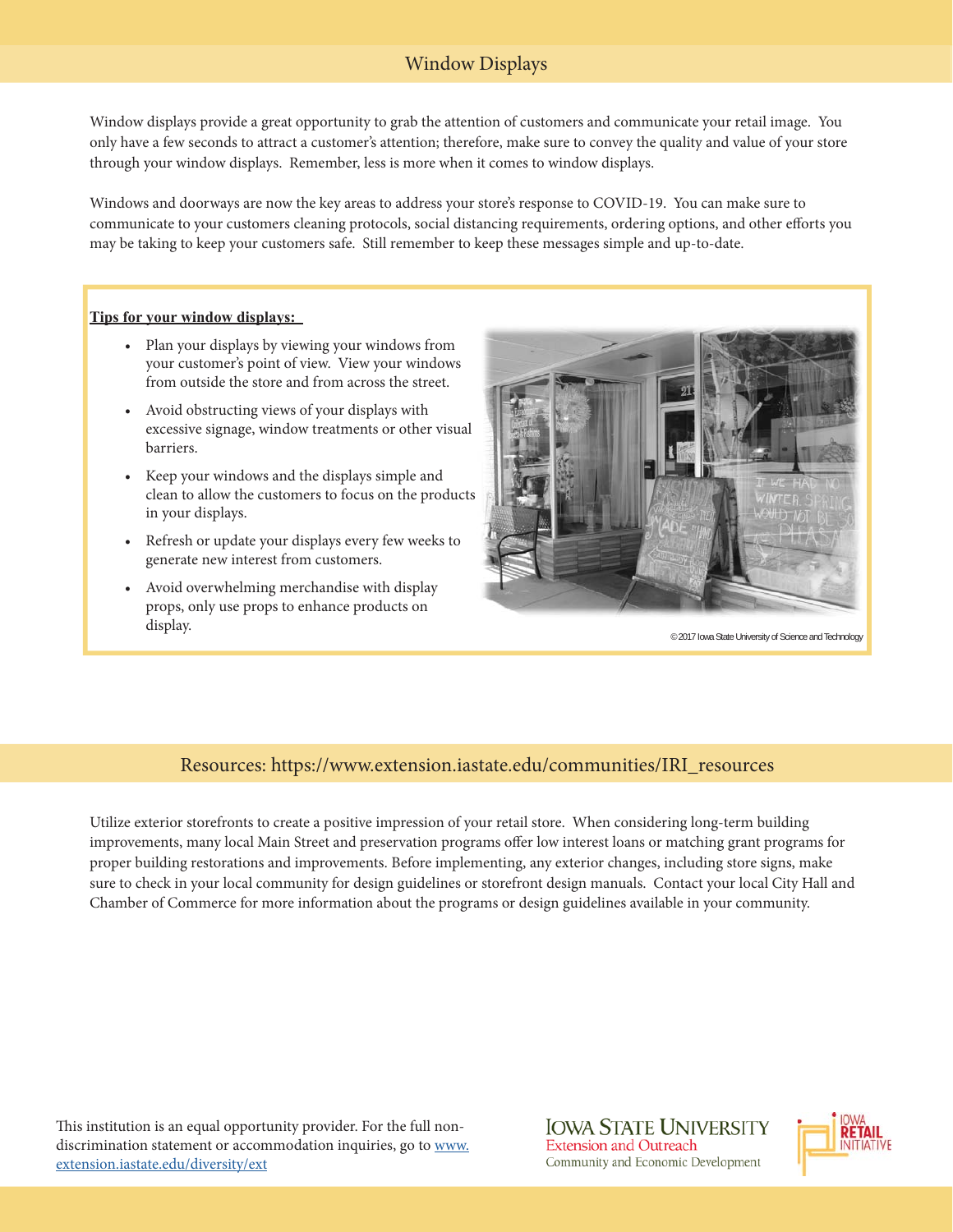## Window Displays

Window displays provide a great opportunity to grab the attention of customers and communicate your retail image. You only have a few seconds to attract a customer's attention; therefore, make sure to convey the quality and value of your store through your window displays. Remember, less is more when it comes to window displays.

Windows and doorways are now the key areas to address your store's response to COVID-19. You can make sure to communicate to your customers cleaning protocols, social distancing requirements, ordering options, and other efforts you may be taking to keep your customers safe. Still remember to keep these messages simple and up-to-date.

**Tips for your window displays:**

- Plan your displays by viewing your windows from your customer's point of view. View your windows from outside the store and from across the street.
- Avoid obstructing views of your displays with excessive signage, window treatments or other visual barriers.
- Keep your windows and the displays simple and clean to allow the customers to focus on the products in your displays.
- Refresh or update your displays every few weeks to generate new interest from customers.
- Avoid overwhelming merchandise with display props, only use props to enhance products on display.

© 2017 Iowa State University of Science and Technology

## Resources: https://www.extension.iastate.edu/communities/IRI_resources

Utilize exterior storefronts to create a positive impression of your retail store. When considering long-term building improvements, many local Main Street and preservation programs offer low interest loans or matching grant programs for proper building restorations and improvements. Before implementing, any exterior changes, including store signs, make sure to check in your local community for design guidelines or storefront design manuals. Contact your local City Hall and Chamber of Commerce for more information about the programs or design guidelines available in your community.

This institution is an equal opportunity provider. For the full non-discrimination statement or accommodation inquiries, go to www.extension.iastate.edu/diversity/ext

Iowa State University Extension and Outreach
Community and Economic Development

Iowa Retail Initiative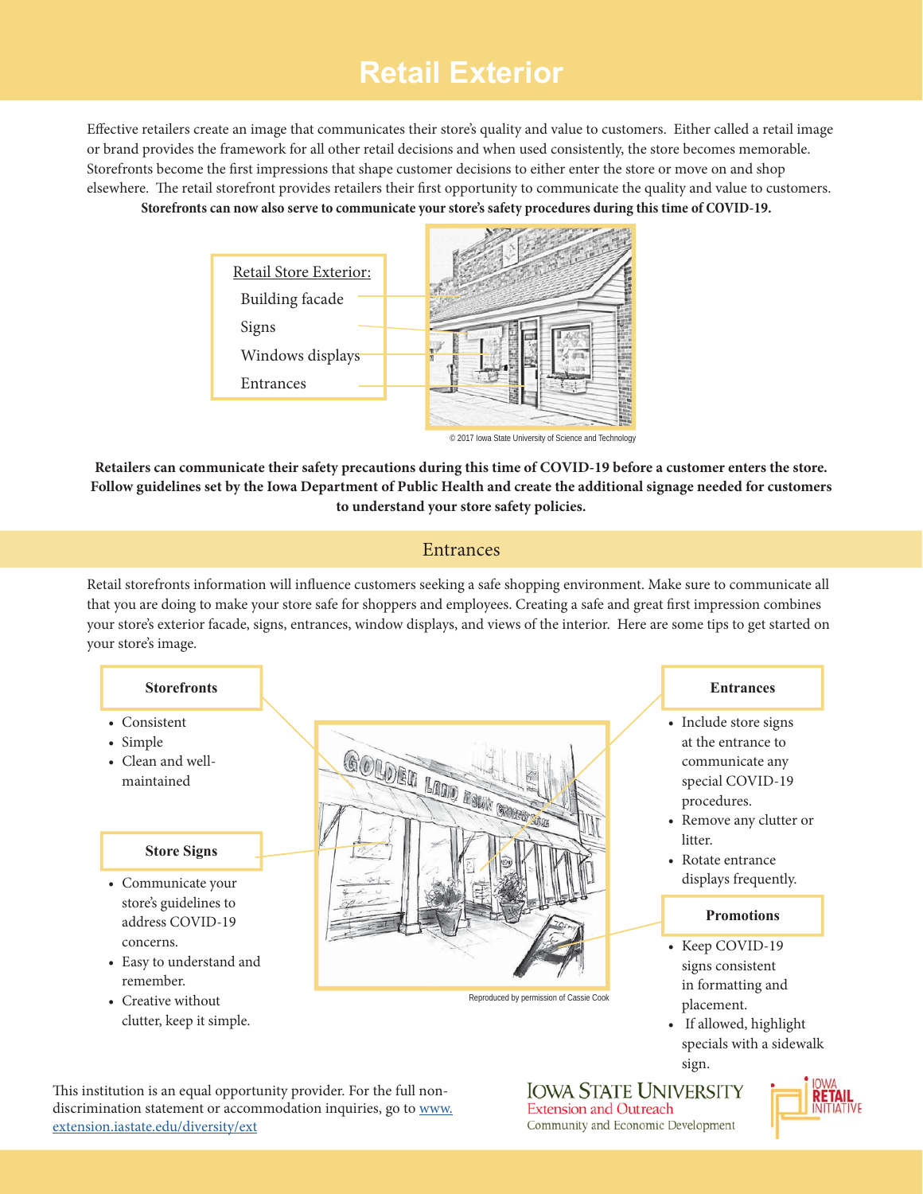# Retail Exterior

Effective retailers create an image that communicates their store's quality and value to customers. Either called a retail image or brand provides the framework for all other retail decisions and when used consistently, the store becomes memorable. Storefronts become the first impressions that shape customer decisions to either enter the store or move on and shop elsewhere. The retail storefront provides retailers their first opportunity to communicate the quality and value to customers.

**Storefronts can now also serve to communicate your store's safety procedures during this time of COVID-19.**

Retail Store Exterior:

- Building facade
- Signs
- Windows displays
- Entrances

© 2017 Iowa State University of Science and Technology

**Retailers can communicate their safety precautions during this time of COVID-19 before a customer enters the store. Follow guidelines set by the Iowa Department of Public Health and create the additional signage needed for customers to understand your store safety policies.**

## Entrances

Retail storefronts information will influence customers seeking a safe shopping environment. Make sure to communicate all that you are doing to make your store safe for shoppers and employees. Creating a safe and great first impression combines your store's exterior facade, signs, entrances, window displays, and views of the interior. Here are some tips to get started on your store's image.

**Storefronts**

- Consistent
- Simple
- Clean and well-maintained

**Store Signs**

- Communicate your store's guidelines to address COVID-19 concerns.
- Easy to understand and remember.
- Creative without clutter, keep it simple.

**Entrances**

- Include store signs at the entrance to communicate any special COVID-19 procedures.
- Remove any clutter or litter.
- Rotate entrance displays frequently.

**Promotions**

- Keep COVID-19 signs consistent in formatting and placement.
- If allowed, highlight specials with a sidewalk sign.

Reproduced by permission of Cassie Cook

This institution is an equal opportunity provider. For the full non-discrimination statement or accommodation inquiries, go to www.extension.iastate.edu/diversity/ext

Iowa State University Extension and Outreach
Community and Economic Development

Iowa Retail Initiative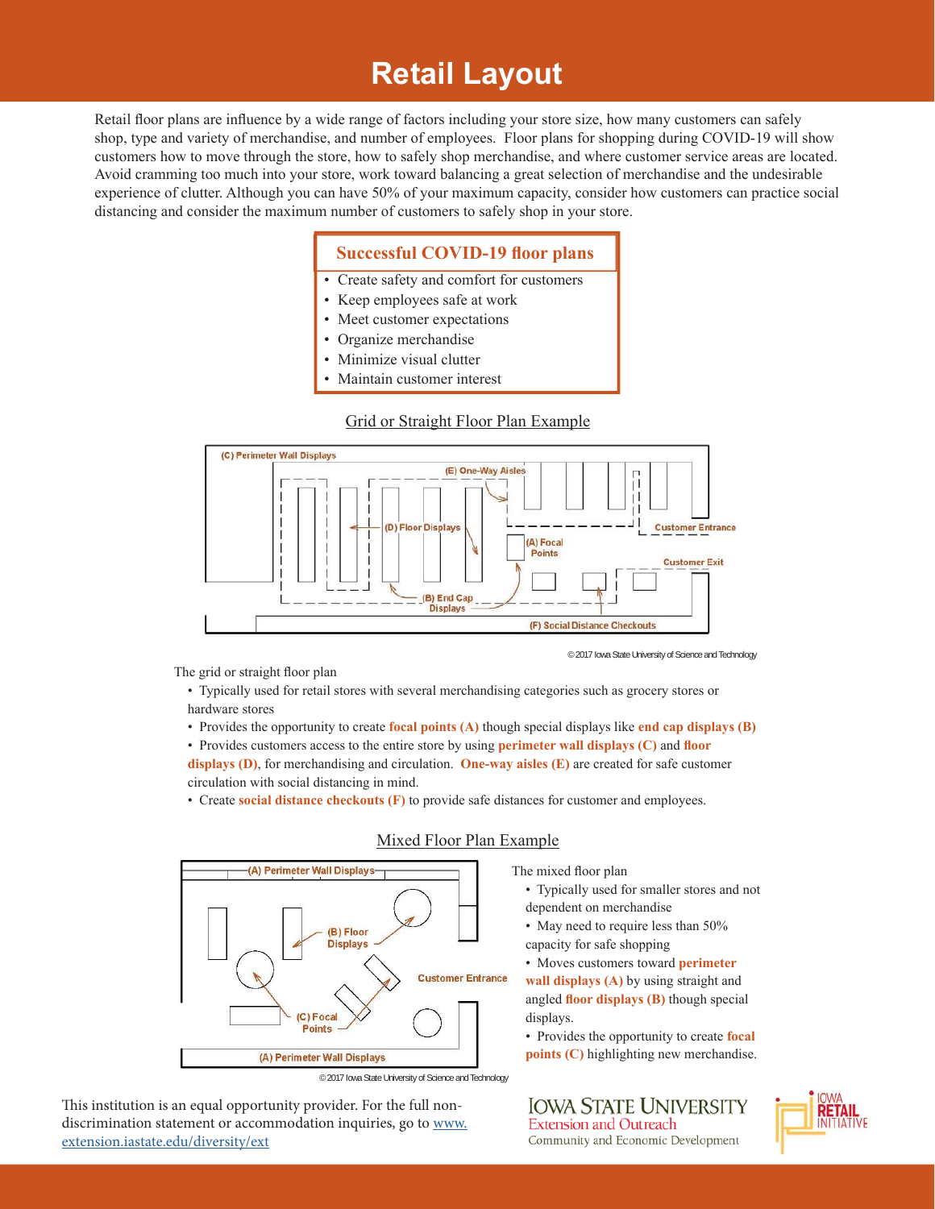# Retail Layout

Retail floor plans are influence by a wide range of factors including your store size, how many customers can safely shop, type and variety of merchandise, and number of employees. Floor plans for shopping during COVID-19 will show customers how to move through the store, how to safely shop merchandise, and where customer service areas are located. Avoid cramming too much into your store, work toward balancing a great selection of merchandise and the undesirable experience of clutter. Although you can have 50% of your maximum capacity, consider how customers can practice social distancing and consider the maximum number of customers to safely shop in your store.

## Successful COVID-19 floor plans

- Create safety and comfort for customers
- Keep employees safe at work
- Meet customer expectations
- Organize merchandise
- Minimize visual clutter
- Maintain customer interest

### Grid or Straight Floor Plan Example

(C) Perimeter Wall Displays
(E) One-Way Aisles
(D) Floor Displays
Customer Entrance
(A) Focal Points
Customer Exit
(B) End Cap Displays
(F) Social Distance Checkouts

© 2017 Iowa State University of Science and Technology

The grid or straight floor plan

- Typically used for retail stores with several merchandising categories such as grocery stores or hardware stores
- Provides the opportunity to create **focal points (A)** though special displays like **end cap displays (B)**
- Provides customers access to the entire store by using **perimeter wall displays (C)** and **floor displays (D)**, for merchandising and circulation. **One-way aisles (E)** are created for safe customer circulation with social distancing in mind.
- Create **social distance checkouts (F)** to provide safe distances for customer and employees.

### Mixed Floor Plan Example

(A) Perimeter Wall Displays
(B) Floor Displays
Customer Entrance
(C) Focal Points
(A) Perimeter Wall Displays

© 2017 Iowa State University of Science and Technology

The mixed floor plan

- Typically used for smaller stores and not dependent on merchandise
- May need to require less than 50% capacity for safe shopping
- Moves customers toward **perimeter wall displays (A)** by using straight and angled **floor displays (B)** though special displays.
- Provides the opportunity to create **focal points (C)** highlighting new merchandise.

This institution is an equal opportunity provider. For the full non-discrimination statement or accommodation inquiries, go to [www.extension.iastate.edu/diversity/ext](www.extension.iastate.edu/diversity/ext)

IOWA STATE UNIVERSITY
Extension and Outreach
Community and Economic Development

IOWA RETAIL INITIATIVE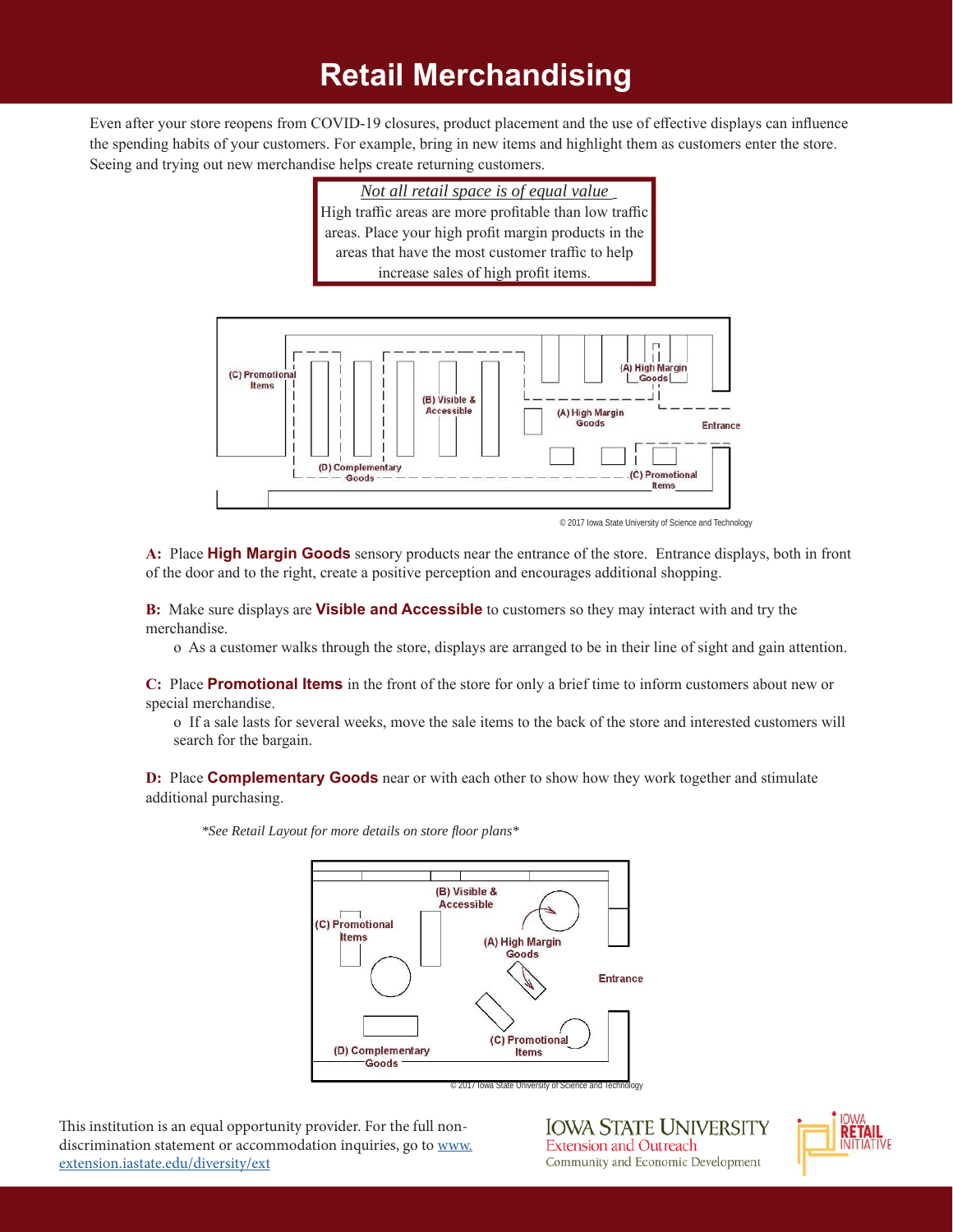# Retail Merchandising

Even after your store reopens from COVID-19 closures, product placement and the use of effective displays can influence the spending habits of your customers. For example, bring in new items and highlight them as customers enter the store. Seeing and trying out new merchandise helps create returning customers.

> *Not all retail space is of equal value*
> High traffic areas are more profitable than low traffic areas. Place your high profit margin products in the areas that have the most customer traffic to help increase sales of high profit items.

(C) Promotional Items
(B) Visible & Accessible
(A) High Margin Goods
(A) High Margin Goods
Entrance
(D) Complementary Goods
(C) Promotional Items

© 2017 Iowa State University of Science and Technology

**A:** Place **High Margin Goods** sensory products near the entrance of the store. Entrance displays, both in front of the door and to the right, create a positive perception and encourages additional shopping.

**B:** Make sure displays are **Visible and Accessible** to customers so they may interact with and try the merchandise.

- As a customer walks through the store, displays are arranged to be in their line of sight and gain attention.

**C:** Place **Promotional Items** in the front of the store for only a brief time to inform customers about new or special merchandise.

- If a sale lasts for several weeks, move the sale items to the back of the store and interested customers will search for the bargain.

**D:** Place **Complementary Goods** near or with each other to show how they work together and stimulate additional purchasing.

*\*See Retail Layout for more details on store floor plans\**

(B) Visible & Accessible
(C) Promotional Items
(A) High Margin Goods
Entrance
(D) Complementary Goods
(C) Promotional Items

© 2017 Iowa State University of Science and Technology

This institution is an equal opportunity provider. For the full non-discrimination statement or accommodation inquiries, go to [www.extension.iastate.edu/diversity/ext](www.extension.iastate.edu/diversity/ext)

IOWA STATE UNIVERSITY
Extension and Outreach
Community and Economic Development

IOWA RETAIL INITIATIVE